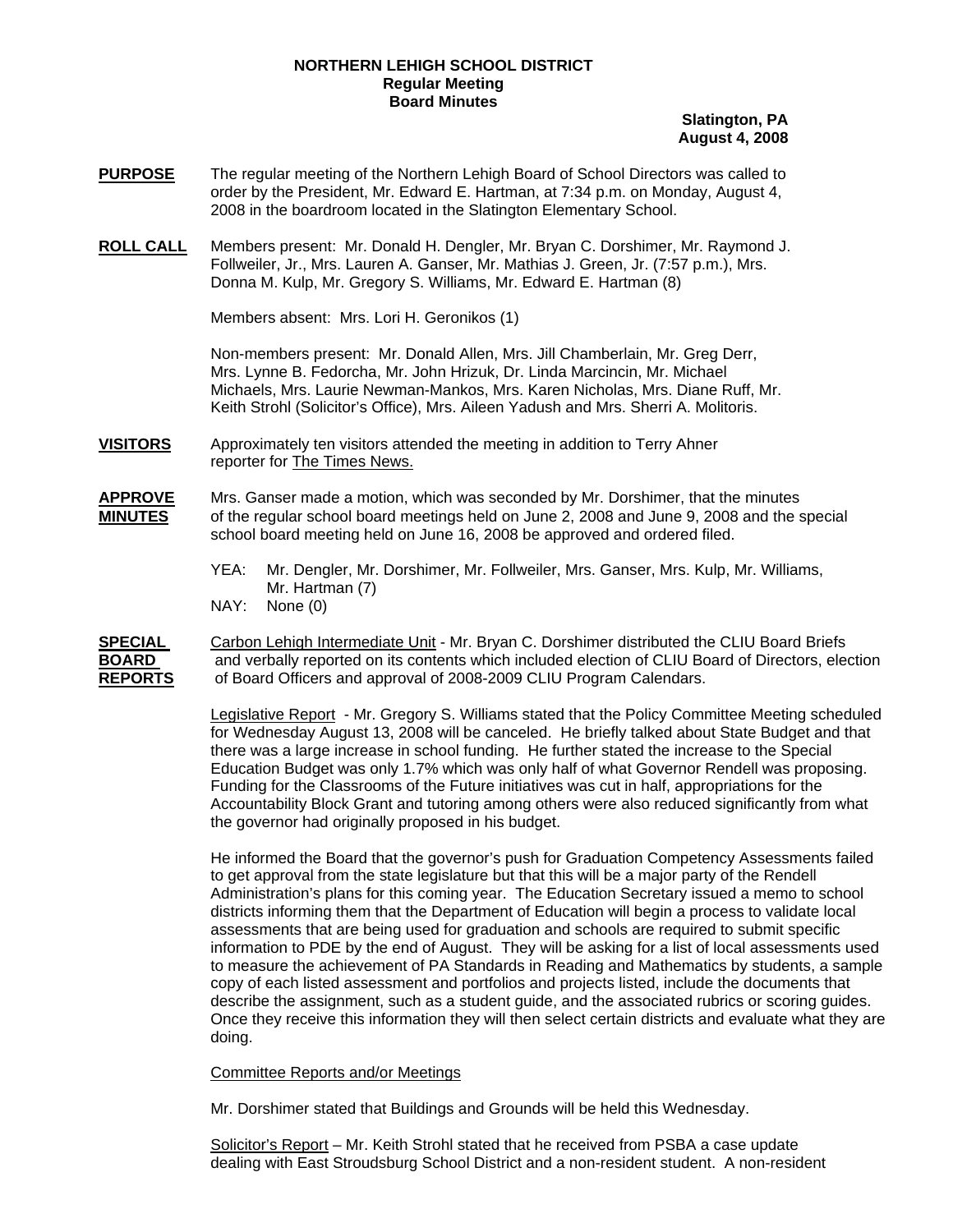**NORTHERN LEHIGH SCHOOL DISTRICT**
**Regular Meeting**
**Board Minutes**

**Slatington, PA**
**August 4, 2008**

**PURPOSE** The regular meeting of the Northern Lehigh Board of School Directors was called to order by the President, Mr. Edward E. Hartman, at 7:34 p.m. on Monday, August 4, 2008 in the boardroom located in the Slatington Elementary School.

**ROLL CALL** Members present: Mr. Donald H. Dengler, Mr. Bryan C. Dorshimer, Mr. Raymond J. Follweiler, Jr., Mrs. Lauren A. Ganser, Mr. Mathias J. Green, Jr. (7:57 p.m.), Mrs. Donna M. Kulp, Mr. Gregory S. Williams, Mr. Edward E. Hartman (8)

Members absent: Mrs. Lori H. Geronikos (1)

Non-members present: Mr. Donald Allen, Mrs. Jill Chamberlain, Mr. Greg Derr, Mrs. Lynne B. Fedorcha, Mr. John Hrizuk, Dr. Linda Marcincin, Mr. Michael Michaels, Mrs. Laurie Newman-Mankos, Mrs. Karen Nicholas, Mrs. Diane Ruff, Mr. Keith Strohl (Solicitor's Office), Mrs. Aileen Yadush and Mrs. Sherri A. Molitoris.

**VISITORS** Approximately ten visitors attended the meeting in addition to Terry Ahner reporter for The Times News.

**APPROVE MINUTES** Mrs. Ganser made a motion, which was seconded by Mr. Dorshimer, that the minutes of the regular school board meetings held on June 2, 2008 and June 9, 2008 and the special school board meeting held on June 16, 2008 be approved and ordered filed.

YEA: Mr. Dengler, Mr. Dorshimer, Mr. Follweiler, Mrs. Ganser, Mrs. Kulp, Mr. Williams, Mr. Hartman (7)
NAY: None (0)

**SPECIAL BOARD REPORTS** Carbon Lehigh Intermediate Unit - Mr. Bryan C. Dorshimer distributed the CLIU Board Briefs and verbally reported on its contents which included election of CLIU Board of Directors, election of Board Officers and approval of 2008-2009 CLIU Program Calendars.

Legislative Report - Mr. Gregory S. Williams stated that the Policy Committee Meeting scheduled for Wednesday August 13, 2008 will be canceled. He briefly talked about State Budget and that there was a large increase in school funding. He further stated the increase to the Special Education Budget was only 1.7% which was only half of what Governor Rendell was proposing. Funding for the Classrooms of the Future initiatives was cut in half, appropriations for the Accountability Block Grant and tutoring among others were also reduced significantly from what the governor had originally proposed in his budget.

He informed the Board that the governor's push for Graduation Competency Assessments failed to get approval from the state legislature but that this will be a major party of the Rendell Administration's plans for this coming year. The Education Secretary issued a memo to school districts informing them that the Department of Education will begin a process to validate local assessments that are being used for graduation and schools are required to submit specific information to PDE by the end of August. They will be asking for a list of local assessments used to measure the achievement of PA Standards in Reading and Mathematics by students, a sample copy of each listed assessment and portfolios and projects listed, include the documents that describe the assignment, such as a student guide, and the associated rubrics or scoring guides. Once they receive this information they will then select certain districts and evaluate what they are doing.

Committee Reports and/or Meetings

Mr. Dorshimer stated that Buildings and Grounds will be held this Wednesday.

Solicitor's Report – Mr. Keith Strohl stated that he received from PSBA a case update dealing with East Stroudsburg School District and a non-resident student. A non-resident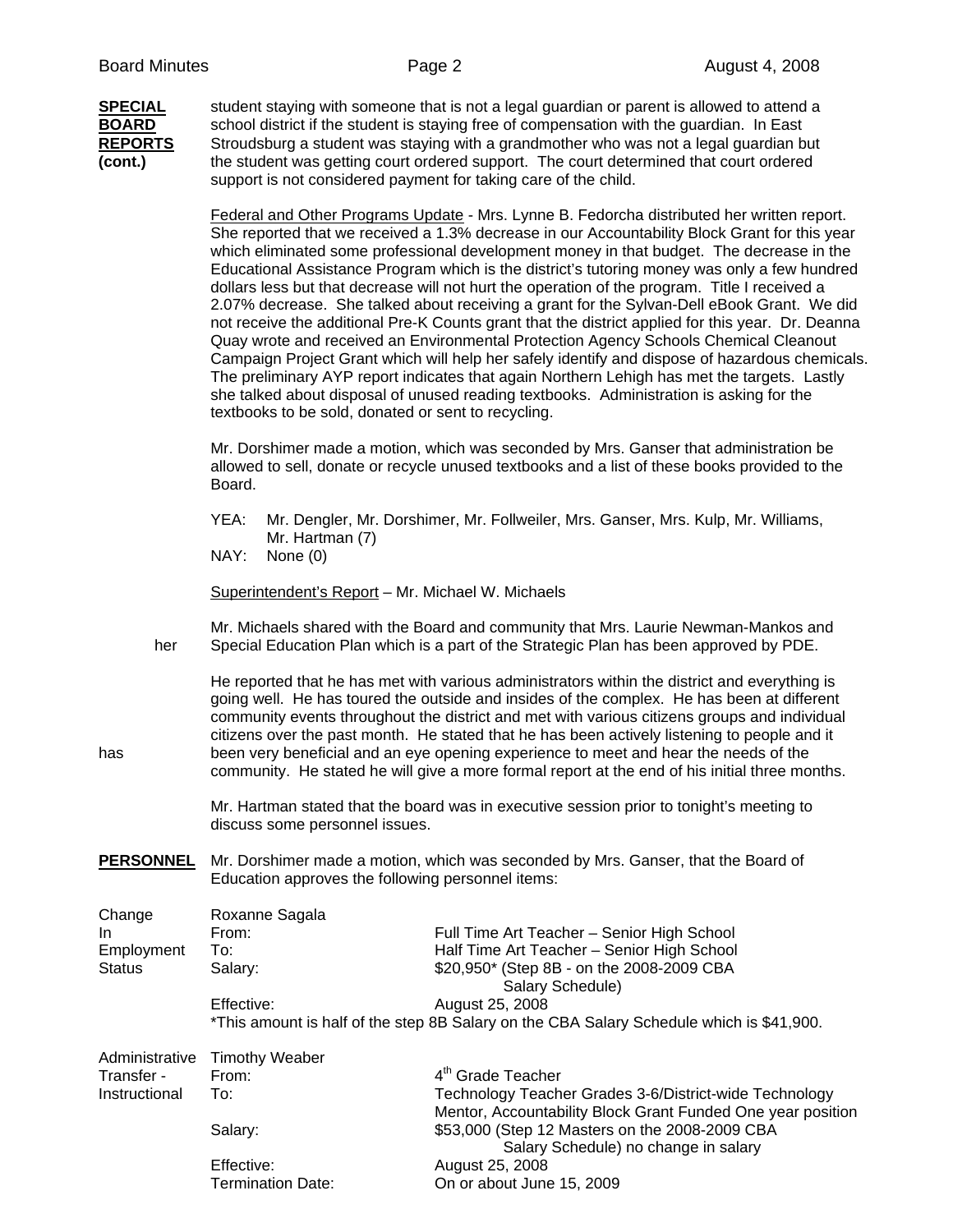**SPECIAL BOARD REPORTS (cont.)**

student staying with someone that is not a legal guardian or parent is allowed to attend a school district if the student is staying free of compensation with the guardian. In East Stroudsburg a student was staying with a grandmother who was not a legal guardian but the student was getting court ordered support. The court determined that court ordered support is not considered payment for taking care of the child.

Federal and Other Programs Update - Mrs. Lynne B. Fedorcha distributed her written report. She reported that we received a 1.3% decrease in our Accountability Block Grant for this year which eliminated some professional development money in that budget. The decrease in the Educational Assistance Program which is the district's tutoring money was only a few hundred dollars less but that decrease will not hurt the operation of the program. Title I received a 2.07% decrease. She talked about receiving a grant for the Sylvan-Dell eBook Grant. We did not receive the additional Pre-K Counts grant that the district applied for this year. Dr. Deanna Quay wrote and received an Environmental Protection Agency Schools Chemical Cleanout Campaign Project Grant which will help her safely identify and dispose of hazardous chemicals. The preliminary AYP report indicates that again Northern Lehigh has met the targets. Lastly she talked about disposal of unused reading textbooks. Administration is asking for the textbooks to be sold, donated or sent to recycling.

Mr. Dorshimer made a motion, which was seconded by Mrs. Ganser that administration be allowed to sell, donate or recycle unused textbooks and a list of these books provided to the Board.

YEA: Mr. Dengler, Mr. Dorshimer, Mr. Follweiler, Mrs. Ganser, Mrs. Kulp, Mr. Williams, Mr. Hartman (7)
NAY: None (0)

Superintendent's Report – Mr. Michael W. Michaels

Mr. Michaels shared with the Board and community that Mrs. Laurie Newman-Mankos and her Special Education Plan which is a part of the Strategic Plan has been approved by PDE.

He reported that he has met with various administrators within the district and everything is going well. He has toured the outside and insides of the complex. He has been at different community events throughout the district and met with various citizens groups and individual citizens over the past month. He stated that he has been actively listening to people and it has been very beneficial and an eye opening experience to meet and hear the needs of the community. He stated he will give a more formal report at the end of his initial three months.

Mr. Hartman stated that the board was in executive session prior to tonight's meeting to discuss some personnel issues.

**PERSONNEL**

Mr. Dorshimer made a motion, which was seconded by Mrs. Ganser, that the Board of Education approves the following personnel items:

**Change In Employment Status**

Roxanne Sagala
From: Full Time Art Teacher – Senior High School
To: Half Time Art Teacher – Senior High School
Salary: \$20,950* (Step 8B - on the 2008-2009 CBA Salary Schedule)
Effective: August 25, 2008

*This amount is half of the step 8B Salary on the CBA Salary Schedule which is \$41,900.

**Administrative Transfer - Instructional**

Timothy Weaber
From: 4th Grade Teacher
To: Technology Teacher Grades 3-6/District-wide Technology Mentor, Accountability Block Grant Funded One year position
Salary: \$53,000 (Step 12 Masters on the 2008-2009 CBA Salary Schedule) no change in salary
Effective: August 25, 2008
Termination Date: On or about June 15, 2009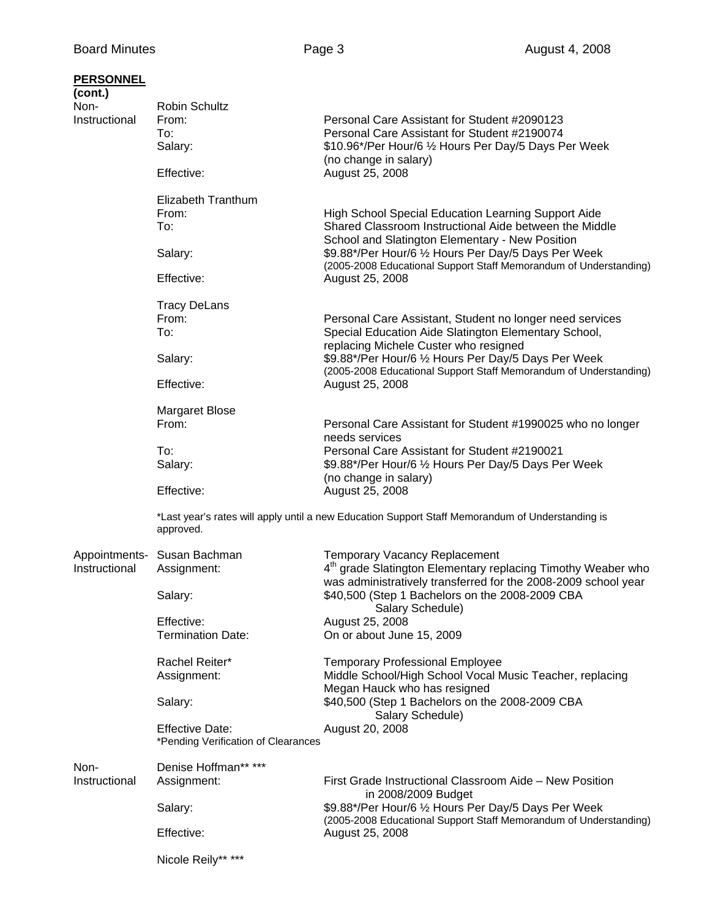**PERSONNEL (cont.)**

**Non-Instructional**

Robin Schultz

| | |
|---|---|
| From: | Personal Care Assistant for Student #2090123 |
| To: | Personal Care Assistant for Student #2190074 |
| Salary: | $10.96*/Per Hour/6 ½ Hours Per Day/5 Days Per Week (no change in salary) |
| Effective: | August 25, 2008 |

Elizabeth Tranthum

| | |
|---|---|
| From: | High School Special Education Learning Support Aide |
| To: | Shared Classroom Instructional Aide between the Middle School and Slatington Elementary - New Position |
| Salary: | $9.88*/Per Hour/6 ½ Hours Per Day/5 Days Per Week (2005-2008 Educational Support Staff Memorandum of Understanding) |
| Effective: | August 25, 2008 |

Tracy DeLans

| | |
|---|---|
| From: | Personal Care Assistant, Student no longer need services |
| To: | Special Education Aide Slatington Elementary School, replacing Michele Custer who resigned |
| Salary: | $9.88*/Per Hour/6 ½ Hours Per Day/5 Days Per Week (2005-2008 Educational Support Staff Memorandum of Understanding) |
| Effective: | August 25, 2008 |

Margaret Blose

| | |
|---|---|
| From: | Personal Care Assistant for Student #1990025 who no longer needs services |
| To: | Personal Care Assistant for Student #2190021 |
| Salary: | $9.88*/Per Hour/6 ½ Hours Per Day/5 Days Per Week (no change in salary) |
| Effective: | August 25, 2008 |

*Last year's rates will apply until a new Education Support Staff Memorandum of Understanding is approved.

**Appointments-Instructional**

Susan Bachman

| | |
|---|---|
| | Temporary Vacancy Replacement |
| Assignment: | 4th grade Slatington Elementary replacing Timothy Weaber who was administratively transferred for the 2008-2009 school year |
| Salary: | $40,500 (Step 1 Bachelors on the 2008-2009 CBA Salary Schedule) |
| Effective: | August 25, 2008 |
| Termination Date: | On or about June 15, 2009 |

Rachel Reiter*

| | |
|---|---|
| | Temporary Professional Employee |
| Assignment: | Middle School/High School Vocal Music Teacher, replacing Megan Hauck who has resigned |
| Salary: | $40,500 (Step 1 Bachelors on the 2008-2009 CBA Salary Schedule) |
| Effective Date: | August 20, 2008 |

*Pending Verification of Clearances

**Non-Instructional**

Denise Hoffman** ***

| | |
|---|---|
| Assignment: | First Grade Instructional Classroom Aide – New Position in 2008/2009 Budget |
| Salary: | $9.88*/Per Hour/6 ½ Hours Per Day/5 Days Per Week (2005-2008 Educational Support Staff Memorandum of Understanding) |
| Effective: | August 25, 2008 |

Nicole Reily** ***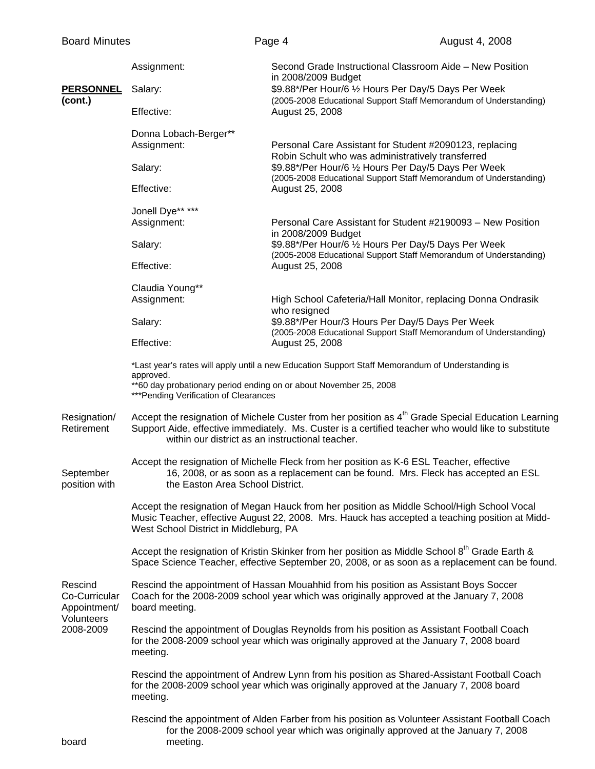**PERSONNEL (cont.)**

Assignment: Second Grade Instructional Classroom Aide – New Position in 2008/2009 Budget
Salary: $9.88*/Per Hour/6 ½ Hours Per Day/5 Days Per Week (2005-2008 Educational Support Staff Memorandum of Understanding)
Effective: August 25, 2008

Donna Lobach-Berger**
Assignment: Personal Care Assistant for Student #2090123, replacing Robin Schult who was administratively transferred
Salary: $9.88*/Per Hour/6 ½ Hours Per Day/5 Days Per Week (2005-2008 Educational Support Staff Memorandum of Understanding)
Effective: August 25, 2008

Jonell Dye** ***
Assignment: Personal Care Assistant for Student #2190093 – New Position in 2008/2009 Budget
Salary: $9.88*/Per Hour/6 ½ Hours Per Day/5 Days Per Week (2005-2008 Educational Support Staff Memorandum of Understanding)
Effective: August 25, 2008

Claudia Young**
Assignment: High School Cafeteria/Hall Monitor, replacing Donna Ondrasik who resigned
Salary: $9.88*/Per Hour/3 Hours Per Day/5 Days Per Week (2005-2008 Educational Support Staff Memorandum of Understanding)
Effective: August 25, 2008

*Last year's rates will apply until a new Education Support Staff Memorandum of Understanding is approved.
**60 day probationary period ending on or about November 25, 2008
***Pending Verification of Clearances

**Resignation/ Retirement**

Accept the resignation of Michele Custer from her position as 4th Grade Special Education Learning Support Aide, effective immediately. Ms. Custer is a certified teacher who would like to substitute within our district as an instructional teacher.

Accept the resignation of Michelle Fleck from her position as K-6 ESL Teacher, effective September 16, 2008, or as soon as a replacement can be found. Mrs. Fleck has accepted an ESL position with the Easton Area School District.

Accept the resignation of Megan Hauck from her position as Middle School/High School Vocal Music Teacher, effective August 22, 2008. Mrs. Hauck has accepted a teaching position at Midd-West School District in Middleburg, PA

Accept the resignation of Kristin Skinker from her position as Middle School 8th Grade Earth & Space Science Teacher, effective September 20, 2008, or as soon as a replacement can be found.

**Rescind Co-Curricular Appointment/ Volunteers 2008-2009**

Rescind the appointment of Hassan Mouahhid from his position as Assistant Boys Soccer Coach for the 2008-2009 school year which was originally approved at the January 7, 2008 board meeting.

Rescind the appointment of Douglas Reynolds from his position as Assistant Football Coach for the 2008-2009 school year which was originally approved at the January 7, 2008 board meeting.

Rescind the appointment of Andrew Lynn from his position as Shared-Assistant Football Coach for the 2008-2009 school year which was originally approved at the January 7, 2008 board meeting.

Rescind the appointment of Alden Farber from his position as Volunteer Assistant Football Coach for the 2008-2009 school year which was originally approved at the January 7, 2008 board meeting.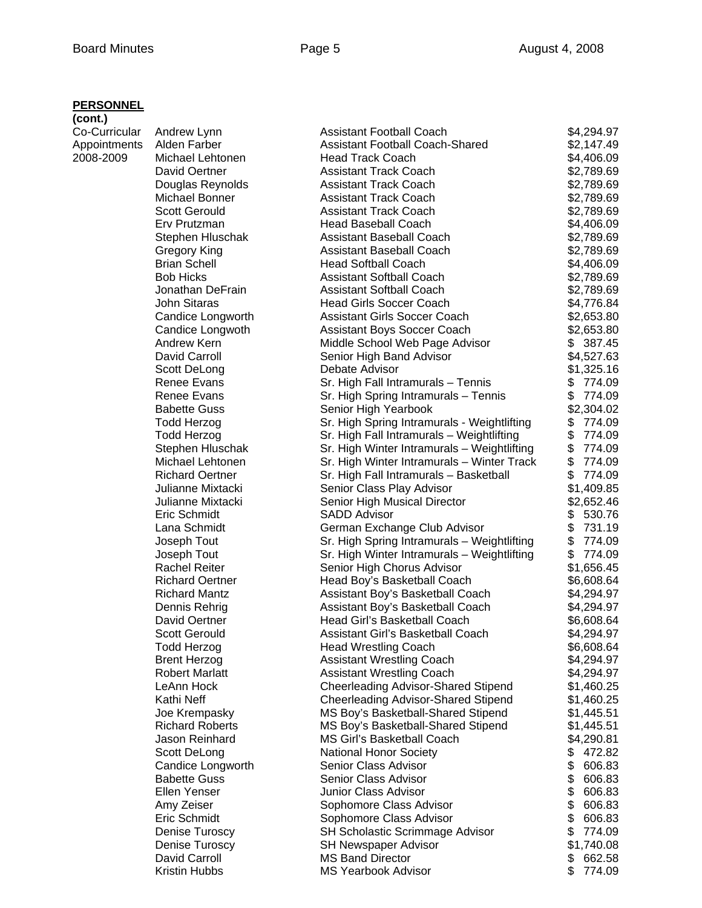**PERSONNEL**
**(cont.)**

Co-Curricular Appointments 2008-2009

| Name | Position | Stipend |
|---|---|---|
| Andrew Lynn | Assistant Football Coach | $4,294.97 |
| Alden Farber | Assistant Football Coach-Shared | $2,147.49 |
| Michael Lehtonen | Head Track Coach | $4,406.09 |
| David Oertner | Assistant Track Coach | $2,789.69 |
| Douglas Reynolds | Assistant Track Coach | $2,789.69 |
| Michael Bonner | Assistant Track Coach | $2,789.69 |
| Scott Gerould | Assistant Track Coach | $2,789.69 |
| Erv Prutzman | Head Baseball Coach | $4,406.09 |
| Stephen Hluschak | Assistant Baseball Coach | $2,789.69 |
| Gregory King | Assistant Baseball Coach | $2,789.69 |
| Brian Schell | Head Softball Coach | $4,406.09 |
| Bob Hicks | Assistant Softball Coach | $2,789.69 |
| Jonathan DeFrain | Assistant Softball Coach | $2,789.69 |
| John Sitaras | Head Girls Soccer Coach | $4,776.84 |
| Candice Longworth | Assistant Girls Soccer Coach | $2,653.80 |
| Candice Longwoth | Assistant Boys Soccer Coach | $2,653.80 |
| Andrew Kern | Middle School Web Page Advisor | $ 387.45 |
| David Carroll | Senior High Band Advisor | $4,527.63 |
| Scott DeLong | Debate Advisor | $1,325.16 |
| Renee Evans | Sr. High Fall Intramurals – Tennis | $ 774.09 |
| Renee Evans | Sr. High Spring Intramurals – Tennis | $ 774.09 |
| Babette Guss | Senior High Yearbook | $2,304.02 |
| Todd Herzog | Sr. High Spring Intramurals - Weightlifting | $ 774.09 |
| Todd Herzog | Sr. High Fall Intramurals – Weightlifting | $ 774.09 |
| Stephen Hluschak | Sr. High Winter Intramurals – Weightlifting | $ 774.09 |
| Michael Lehtonen | Sr. High Winter Intramurals – Winter Track | $ 774.09 |
| Richard Oertner | Sr. High Fall Intramurals – Basketball | $ 774.09 |
| Julianne Mixtacki | Senior Class Play Advisor | $1,409.85 |
| Julianne Mixtacki | Senior High Musical Director | $2,652.46 |
| Eric Schmidt | SADD Advisor | $ 530.76 |
| Lana Schmidt | German Exchange Club Advisor | $ 731.19 |
| Joseph Tout | Sr. High Spring Intramurals – Weightlifting | $ 774.09 |
| Joseph Tout | Sr. High Winter Intramurals – Weightlifting | $ 774.09 |
| Rachel Reiter | Senior High Chorus Advisor | $1,656.45 |
| Richard Oertner | Head Boy's Basketball Coach | $6,608.64 |
| Richard Mantz | Assistant Boy's Basketball Coach | $4,294.97 |
| Dennis Rehrig | Assistant Boy's Basketball Coach | $4,294.97 |
| David Oertner | Head Girl's Basketball Coach | $6,608.64 |
| Scott Gerould | Assistant Girl's Basketball Coach | $4,294.97 |
| Todd Herzog | Head Wrestling Coach | $6,608.64 |
| Brent Herzog | Assistant Wrestling Coach | $4,294.97 |
| Robert Marlatt | Assistant Wrestling Coach | $4,294.97 |
| LeAnn Hock | Cheerleading Advisor-Shared Stipend | $1,460.25 |
| Kathi Neff | Cheerleading Advisor-Shared Stipend | $1,460.25 |
| Joe Krempasky | MS Boy's Basketball-Shared Stipend | $1,445.51 |
| Richard Roberts | MS Boy's Basketball-Shared Stipend | $1,445.51 |
| Jason Reinhard | MS Girl's Basketball Coach | $4,290.81 |
| Scott DeLong | National Honor Society | $ 472.82 |
| Candice Longworth | Senior Class Advisor | $ 606.83 |
| Babette Guss | Senior Class Advisor | $ 606.83 |
| Ellen Yenser | Junior Class Advisor | $ 606.83 |
| Amy Zeiser | Sophomore Class Advisor | $ 606.83 |
| Eric Schmidt | Sophomore Class Advisor | $ 606.83 |
| Denise Turoscy | SH Scholastic Scrimmage Advisor | $ 774.09 |
| Denise Turoscy | SH Newspaper Advisor | $1,740.08 |
| David Carroll | MS Band Director | $ 662.58 |
| Kristin Hubbs | MS Yearbook Advisor | $ 774.09 |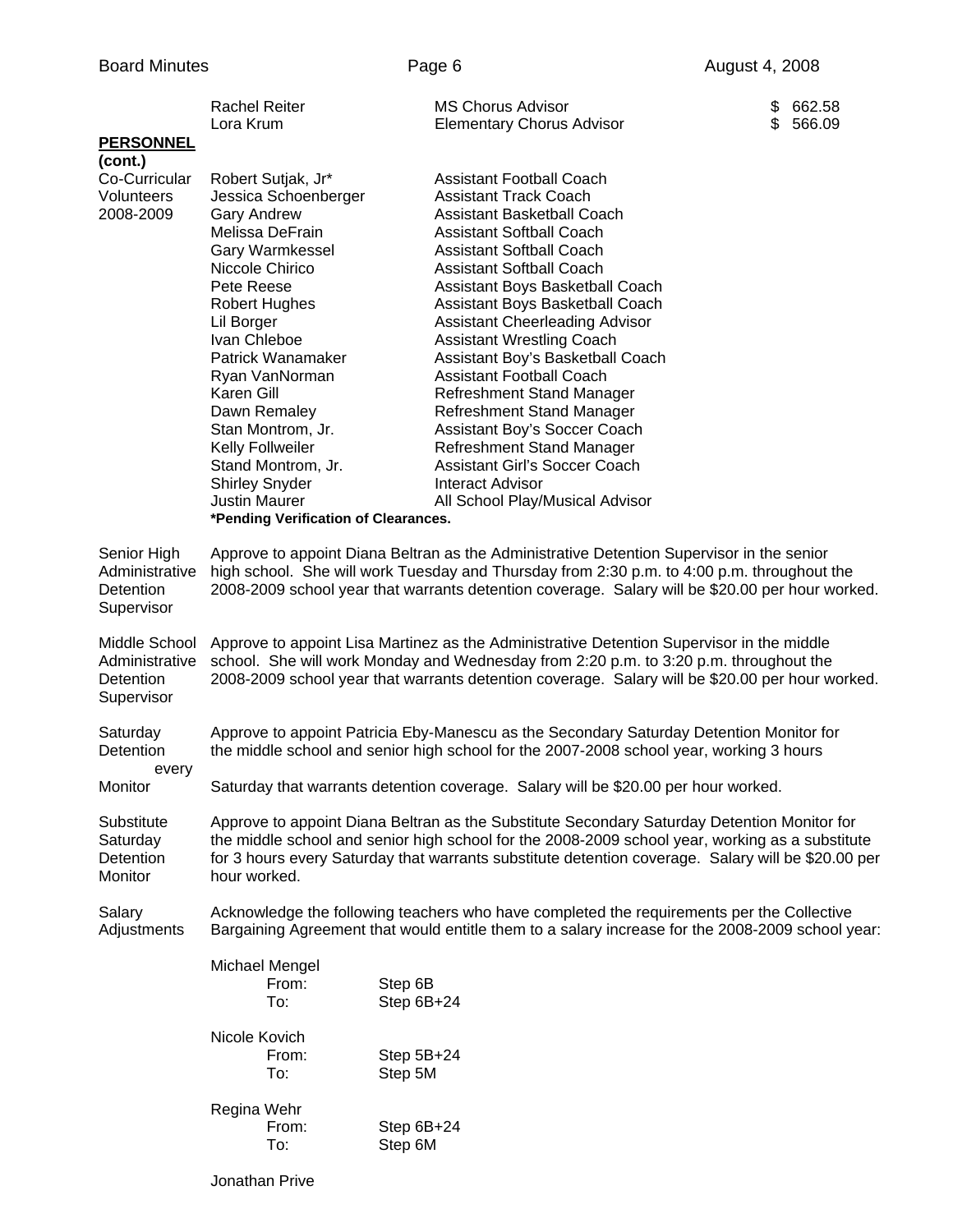| | | |
|---|---|---|
| Rachel Reiter | MS Chorus Advisor | $ 662.58 |
| Lora Krum | Elementary Chorus Advisor | $ 566.09 |

**PERSONNEL (cont.)**

Co-Curricular Volunteers 2008-2009

| | |
|---|---|
| Robert Sutjak, Jr* | Assistant Football Coach |
| Jessica Schoenberger | Assistant Track Coach |
| Gary Andrew | Assistant Basketball Coach |
| Melissa DeFrain | Assistant Softball Coach |
| Gary Warmkessel | Assistant Softball Coach |
| Niccole Chirico | Assistant Softball Coach |
| Pete Reese | Assistant Boys Basketball Coach |
| Robert Hughes | Assistant Boys Basketball Coach |
| Lil Borger | Assistant Cheerleading Advisor |
| Ivan Chleboe | Assistant Wrestling Coach |
| Patrick Wanamaker | Assistant Boy's Basketball Coach |
| Ryan VanNorman | Assistant Football Coach |
| Karen Gill | Refreshment Stand Manager |
| Dawn Remaley | Refreshment Stand Manager |
| Stan Montrom, Jr. | Assistant Boy's Soccer Coach |
| Kelly Follweiler | Refreshment Stand Manager |
| Stand Montrom, Jr. | Assistant Girl's Soccer Coach |
| Shirley Snyder | Interact Advisor |
| Justin Maurer | All School Play/Musical Advisor |

**\*Pending Verification of Clearances.**

Senior High Administrative Detention Supervisor

Approve to appoint Diana Beltran as the Administrative Detention Supervisor in the senior high school. She will work Tuesday and Thursday from 2:30 p.m. to 4:00 p.m. throughout the 2008-2009 school year that warrants detention coverage. Salary will be $20.00 per hour worked.

Middle School Administrative Detention Supervisor

Approve to appoint Lisa Martinez as the Administrative Detention Supervisor in the middle school. She will work Monday and Wednesday from 2:20 p.m. to 3:20 p.m. throughout the 2008-2009 school year that warrants detention coverage. Salary will be $20.00 per hour worked.

Saturday Detention Monitor

Approve to appoint Patricia Eby-Manescu as the Secondary Saturday Detention Monitor for the middle school and senior high school for the 2007-2008 school year, working 3 hours every Saturday that warrants detention coverage. Salary will be $20.00 per hour worked.

Substitute Saturday Detention Monitor

Approve to appoint Diana Beltran as the Substitute Secondary Saturday Detention Monitor for the middle school and senior high school for the 2008-2009 school year, working as a substitute for 3 hours every Saturday that warrants substitute detention coverage. Salary will be $20.00 per hour worked.

Salary Adjustments

Acknowledge the following teachers who have completed the requirements per the Collective Bargaining Agreement that would entitle them to a salary increase for the 2008-2009 school year:

Michael Mengel
- From: Step 6B
- To: Step 6B+24

Nicole Kovich
- From: Step 5B+24
- To: Step 5M

Regina Wehr
- From: Step 6B+24
- To: Step 6M

Jonathan Prive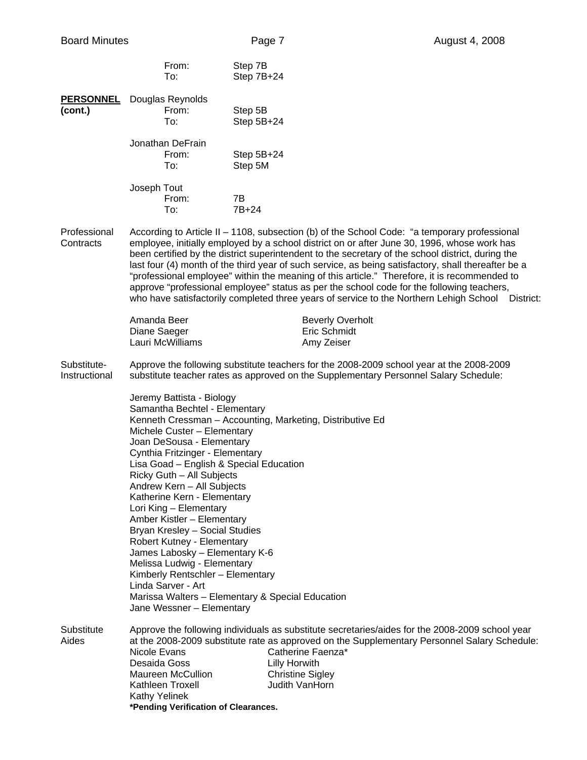From: Step 7B
To: Step 7B+24

**PERSONNEL (cont.)**

Douglas Reynolds
From: Step 5B
To: Step 5B+24

Jonathan DeFrain
From: Step 5B+24
To: Step 5M

Joseph Tout
From: 7B
To: 7B+24

Professional Contracts

According to Article II – 1108, subsection (b) of the School Code: "a temporary professional employee, initially employed by a school district on or after June 30, 1996, whose work has been certified by the district superintendent to the secretary of the school district, during the last four (4) month of the third year of such service, as being satisfactory, shall thereafter be a "professional employee" within the meaning of this article." Therefore, it is recommended to approve "professional employee" status as per the school code for the following teachers, who have satisfactorily completed three years of service to the Northern Lehigh School District:

Amanda Beer
Diane Saeger
Lauri McWilliams
Beverly Overholt
Eric Schmidt
Amy Zeiser

Substitute-Instructional

Approve the following substitute teachers for the 2008-2009 school year at the 2008-2009 substitute teacher rates as approved on the Supplementary Personnel Salary Schedule:

Jeremy Battista - Biology
Samantha Bechtel - Elementary
Kenneth Cressman – Accounting, Marketing, Distributive Ed
Michele Custer – Elementary
Joan DeSousa - Elementary
Cynthia Fritzinger - Elementary
Lisa Goad – English & Special Education
Ricky Guth – All Subjects
Andrew Kern – All Subjects
Katherine Kern - Elementary
Lori King – Elementary
Amber Kistler – Elementary
Bryan Kresley – Social Studies
Robert Kutney - Elementary
James Labosky – Elementary K-6
Melissa Ludwig - Elementary
Kimberly Rentschler – Elementary
Linda Sarver - Art
Marissa Walters – Elementary & Special Education
Jane Wessner – Elementary

Substitute Aides

Approve the following individuals as substitute secretaries/aides for the 2008-2009 school year at the 2008-2009 substitute rate as approved on the Supplementary Personnel Salary Schedule:

Nicole Evans
Desaida Goss
Maureen McCullion
Kathleen Troxell
Kathy Yelinek
Catherine Faenza*
Lilly Horwith
Christine Sigley
Judith VanHorn

***Pending Verification of Clearances.**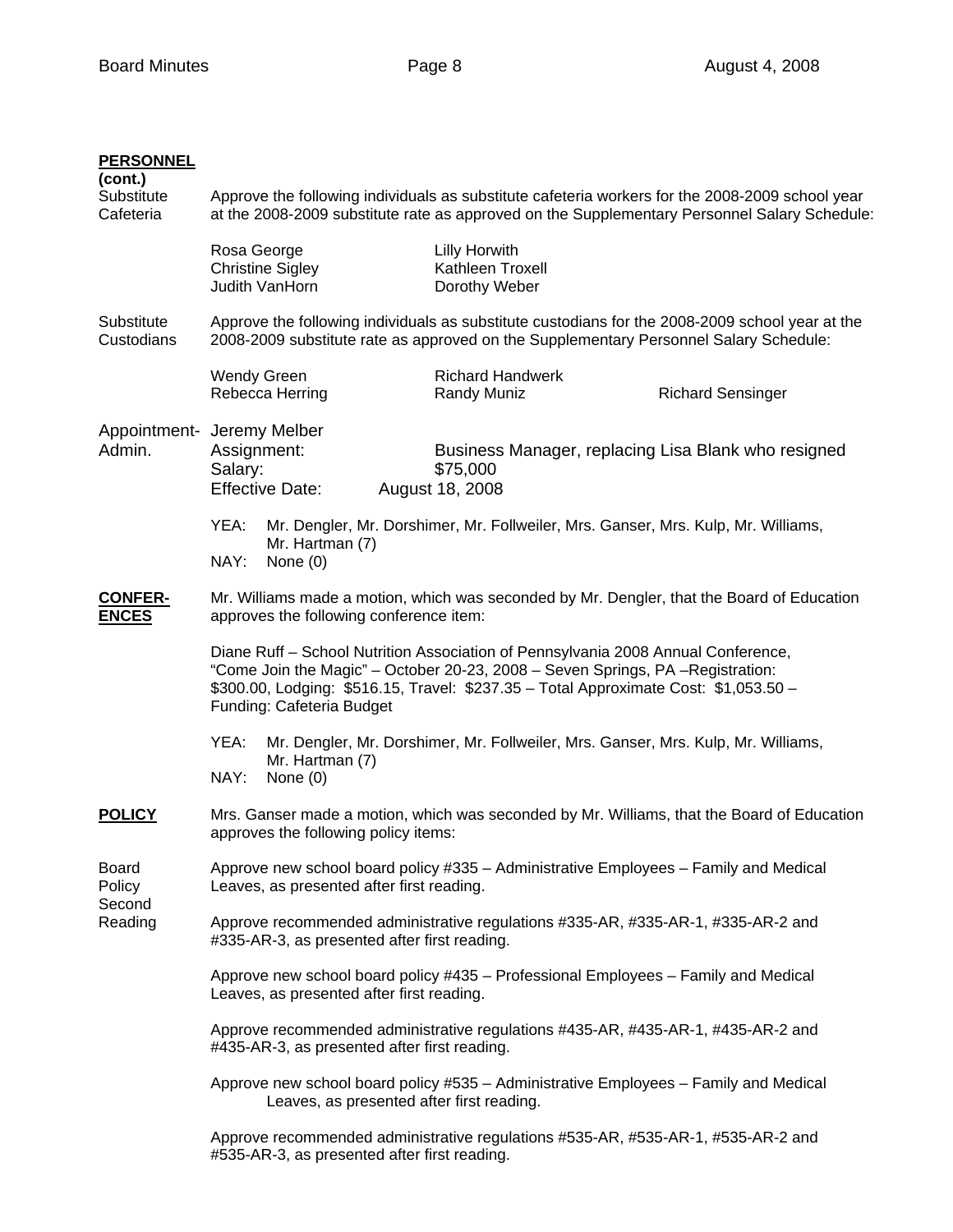**PERSONNEL (cont.)**

Substitute Cafeteria

Approve the following individuals as substitute cafeteria workers for the 2008-2009 school year at the 2008-2009 substitute rate as approved on the Supplementary Personnel Salary Schedule:

| | |
|---|---|
| Rosa George | Lilly Horwith |
| Christine Sigley | Kathleen Troxell |
| Judith VanHorn | Dorothy Weber |

Substitute Custodians

Approve the following individuals as substitute custodians for the 2008-2009 school year at the 2008-2009 substitute rate as approved on the Supplementary Personnel Salary Schedule:

| | | |
|---|---|---|
| Wendy Green | Richard Handwerk | |
| Rebecca Herring | Randy Muniz | Richard Sensinger |

Appointment-Admin.

Jeremy Melber
Assignment: Business Manager, replacing Lisa Blank who resigned
Salary: $75,000
Effective Date: August 18, 2008

YEA: Mr. Dengler, Mr. Dorshimer, Mr. Follweiler, Mrs. Ganser, Mrs. Kulp, Mr. Williams, Mr. Hartman (7)
NAY: None (0)

**CONFERENCES**

Mr. Williams made a motion, which was seconded by Mr. Dengler, that the Board of Education approves the following conference item:

Diane Ruff – School Nutrition Association of Pennsylvania 2008 Annual Conference, "Come Join the Magic" – October 20-23, 2008 – Seven Springs, PA –Registration: $300.00, Lodging: $516.15, Travel: $237.35 – Total Approximate Cost: $1,053.50 – Funding: Cafeteria Budget

YEA: Mr. Dengler, Mr. Dorshimer, Mr. Follweiler, Mrs. Ganser, Mrs. Kulp, Mr. Williams, Mr. Hartman (7)
NAY: None (0)

**POLICY**

Mrs. Ganser made a motion, which was seconded by Mr. Williams, that the Board of Education approves the following policy items:

Board Policy Second Reading

Approve new school board policy #335 – Administrative Employees – Family and Medical Leaves, as presented after first reading.

Approve recommended administrative regulations #335-AR, #335-AR-1, #335-AR-2 and #335-AR-3, as presented after first reading.

Approve new school board policy #435 – Professional Employees – Family and Medical Leaves, as presented after first reading.

Approve recommended administrative regulations #435-AR, #435-AR-1, #435-AR-2 and #435-AR-3, as presented after first reading.

Approve new school board policy #535 – Administrative Employees – Family and Medical Leaves, as presented after first reading.

Approve recommended administrative regulations #535-AR, #535-AR-1, #535-AR-2 and #535-AR-3, as presented after first reading.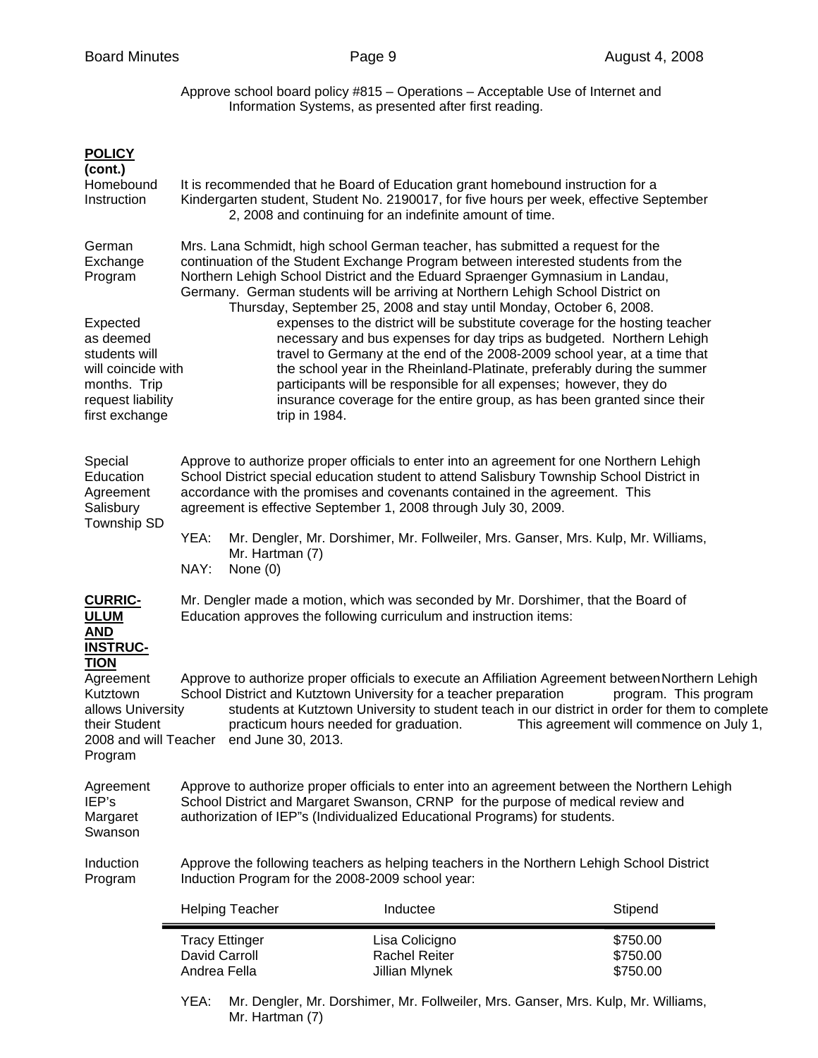Approve school board policy #815 – Operations – Acceptable Use of Internet and Information Systems, as presented after first reading.

**POLICY (cont.)**

Homebound Instruction

It is recommended that he Board of Education grant homebound instruction for a Kindergarten student, Student No. 2190017, for five hours per week, effective September 2, 2008 and continuing for an indefinite amount of time.

German Exchange Program

Mrs. Lana Schmidt, high school German teacher, has submitted a request for the continuation of the Student Exchange Program between interested students from the Northern Lehigh School District and the Eduard Spraenger Gymnasium in Landau, Germany. German students will be arriving at Northern Lehigh School District on Thursday, September 25, 2008 and stay until Monday, October 6, 2008. Expected expenses to the district will be substitute coverage for the hosting teacher as deemed necessary and bus expenses for day trips as budgeted. Northern Lehigh students will travel to Germany at the end of the 2008-2009 school year, at a time that will coincide with the school year in the Rheinland-Platinate, preferably during the summer months. Trip participants will be responsible for all expenses; however, they do request liability insurance coverage for the entire group, as has been granted since their first exchange trip in 1984.

Special Education Agreement Salisbury Township SD

Approve to authorize proper officials to enter into an agreement for one Northern Lehigh School District special education student to attend Salisbury Township School District in accordance with the promises and covenants contained in the agreement. This agreement is effective September 1, 2008 through July 30, 2009.

YEA: Mr. Dengler, Mr. Dorshimer, Mr. Follweiler, Mrs. Ganser, Mrs. Kulp, Mr. Williams, Mr. Hartman (7)
NAY: None (0)

**CURRICULUM AND INSTRUCTION**

Mr. Dengler made a motion, which was seconded by Mr. Dorshimer, that the Board of Education approves the following curriculum and instruction items:

Agreement Kutztown University Student Teacher Program

Approve to authorize proper officials to execute an Affiliation Agreement between Northern Lehigh School District and Kutztown University for a teacher preparation program. This program allows students at Kutztown University to student teach in our district in order for them to complete their practicum hours needed for graduation. This agreement will commence on July 1, 2008 and will end June 30, 2013.

Agreement IEP's Margaret Swanson

Approve to authorize proper officials to enter into an agreement between the Northern Lehigh School District and Margaret Swanson, CRNP for the purpose of medical review and authorization of IEP"s (Individualized Educational Programs) for students.

Induction Program

Approve the following teachers as helping teachers in the Northern Lehigh School District Induction Program for the 2008-2009 school year:

| Helping Teacher | Inductee | Stipend |
|---|---|---|
| Tracy Ettinger | Lisa Colicigno | $750.00 |
| David Carroll | Rachel Reiter | $750.00 |
| Andrea Fella | Jillian Mlynek | $750.00 |

YEA: Mr. Dengler, Mr. Dorshimer, Mr. Follweiler, Mrs. Ganser, Mrs. Kulp, Mr. Williams, Mr. Hartman (7)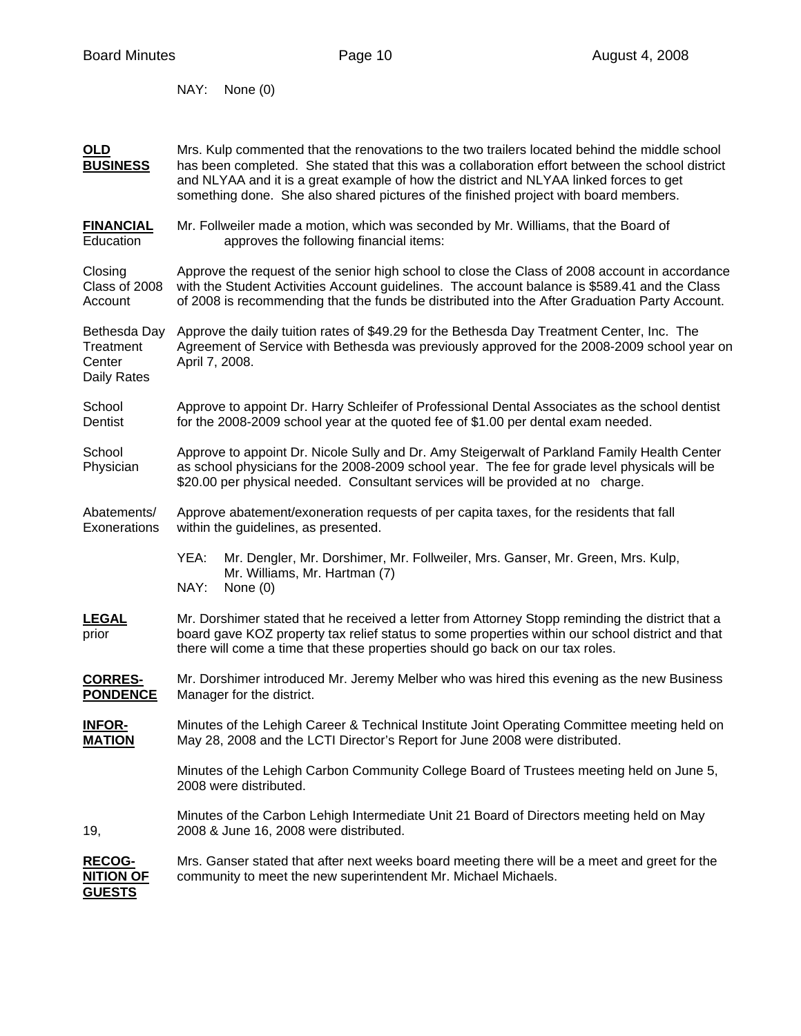NAY: None (0)

**OLD BUSINESS**

Mrs. Kulp commented that the renovations to the two trailers located behind the middle school has been completed. She stated that this was a collaboration effort between the school district and NLYAA and it is a great example of how the district and NLYAA linked forces to get something done. She also shared pictures of the finished project with board members.

**FINANCIAL** Education

Mr. Follweiler made a motion, which was seconded by Mr. Williams, that the Board of approves the following financial items:

Closing Class of 2008 Account

Approve the request of the senior high school to close the Class of 2008 account in accordance with the Student Activities Account guidelines. The account balance is $589.41 and the Class of 2008 is recommending that the funds be distributed into the After Graduation Party Account.

Bethesda Day Treatment Center Daily Rates

Approve the daily tuition rates of $49.29 for the Bethesda Day Treatment Center, Inc. The Agreement of Service with Bethesda was previously approved for the 2008-2009 school year on April 7, 2008.

School Dentist

Approve to appoint Dr. Harry Schleifer of Professional Dental Associates as the school dentist for the 2008-2009 school year at the quoted fee of $1.00 per dental exam needed.

School Physician

Approve to appoint Dr. Nicole Sully and Dr. Amy Steigerwalt of Parkland Family Health Center as school physicians for the 2008-2009 school year. The fee for grade level physicals will be $20.00 per physical needed. Consultant services will be provided at no charge.

Abatements/ Exonerations

Approve abatement/exoneration requests of per capita taxes, for the residents that fall within the guidelines, as presented.

YEA: Mr. Dengler, Mr. Dorshimer, Mr. Follweiler, Mrs. Ganser, Mr. Green, Mrs. Kulp, Mr. Williams, Mr. Hartman (7)
NAY: None (0)

**LEGAL** prior

Mr. Dorshimer stated that he received a letter from Attorney Stopp reminding the district that a board gave KOZ property tax relief status to some properties within our school district and that there will come a time that these properties should go back on our tax roles.

**CORRES-PONDENCE**

Mr. Dorshimer introduced Mr. Jeremy Melber who was hired this evening as the new Business Manager for the district.

**INFOR-MATION**

Minutes of the Lehigh Career & Technical Institute Joint Operating Committee meeting held on May 28, 2008 and the LCTI Director's Report for June 2008 were distributed.

Minutes of the Lehigh Carbon Community College Board of Trustees meeting held on June 5, 2008 were distributed.

Minutes of the Carbon Lehigh Intermediate Unit 21 Board of Directors meeting held on May 19, 2008 & June 16, 2008 were distributed.

**RECOG-NITION OF GUESTS**

Mrs. Ganser stated that after next weeks board meeting there will be a meet and greet for the community to meet the new superintendent Mr. Michael Michaels.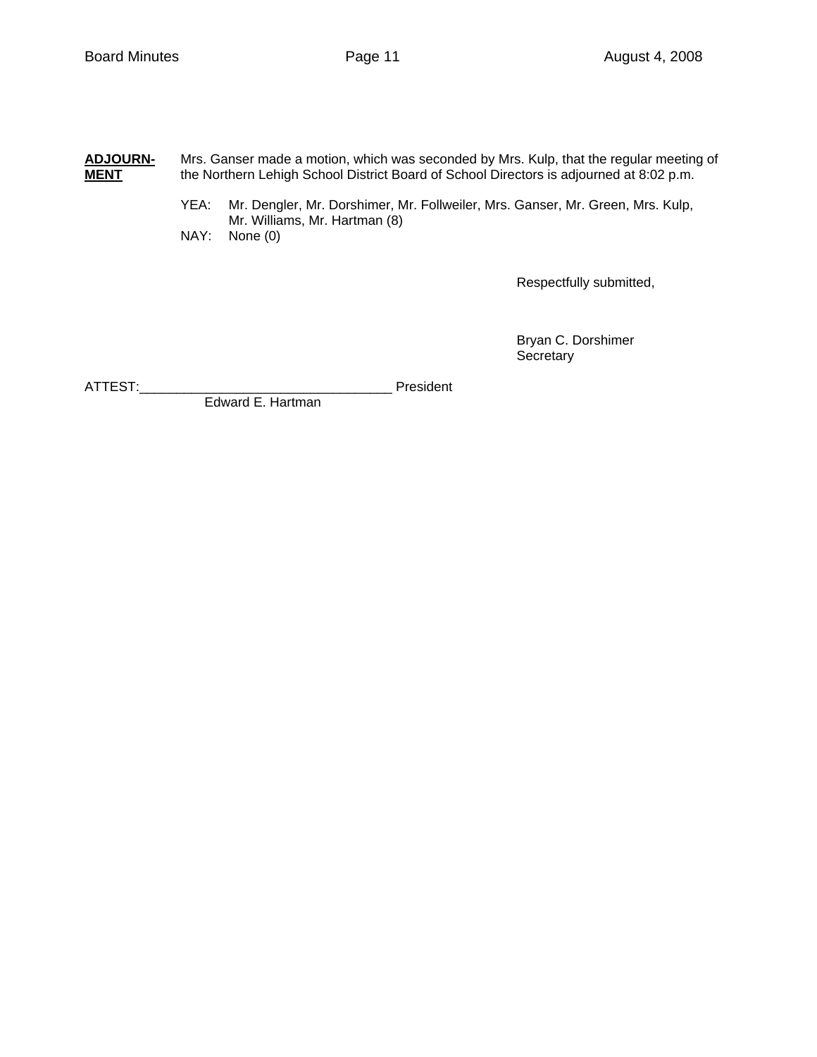**ADJOURN-MENT** Mrs. Ganser made a motion, which was seconded by Mrs. Kulp, that the regular meeting of the Northern Lehigh School District Board of School Directors is adjourned at 8:02 p.m.

YEA: Mr. Dengler, Mr. Dorshimer, Mr. Follweiler, Mrs. Ganser, Mr. Green, Mrs. Kulp, Mr. Williams, Mr. Hartman (8)
NAY: None (0)

Respectfully submitted,

Bryan C. Dorshimer
Secretary

ATTEST:_________________________________ President
Edward E. Hartman